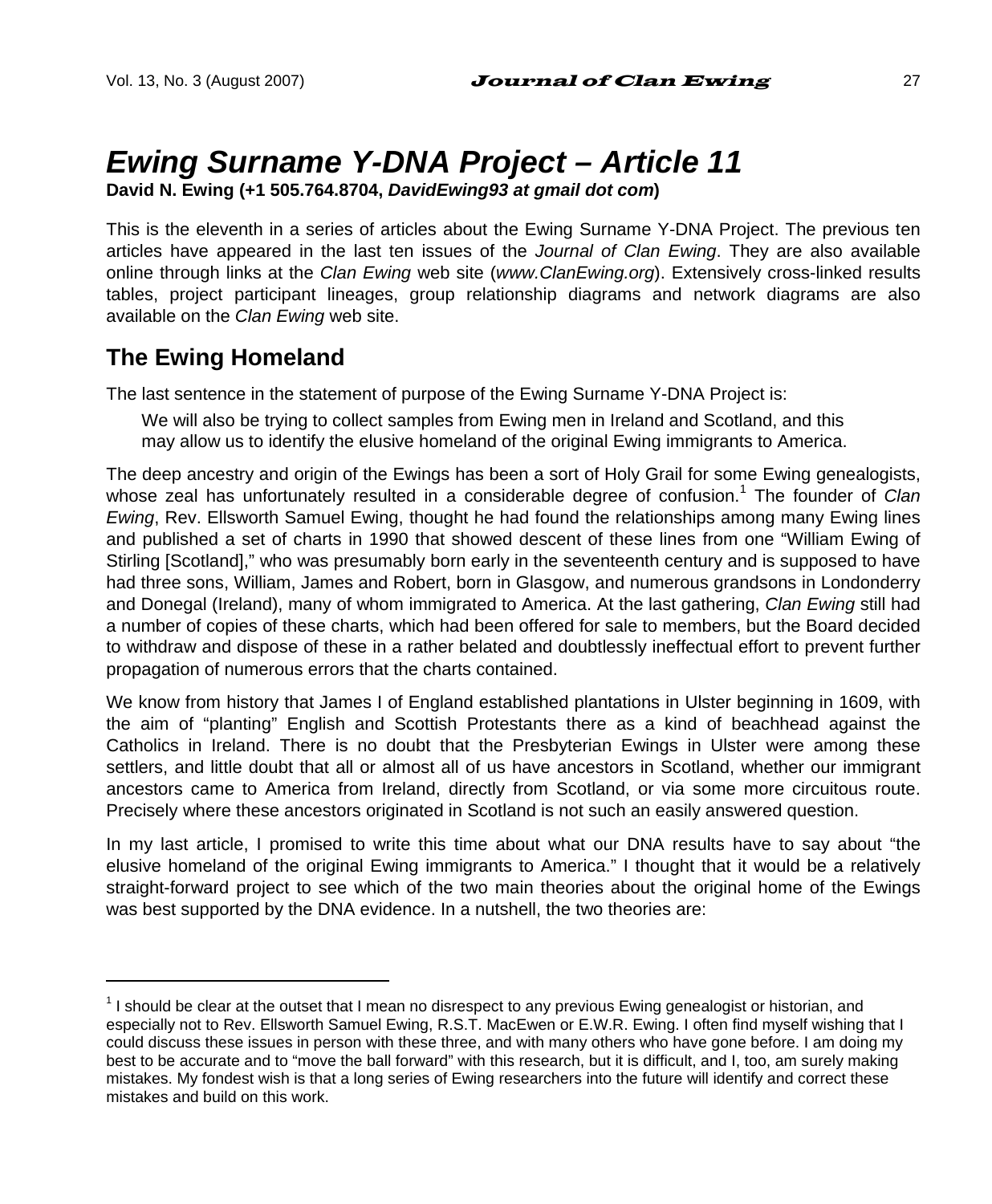# *Ewing Surname Y-DNA Project – Article 11*

**David N. Ewing (+1 505.764.8704, *DavidEwing93 at gmail dot com*)**

This is the eleventh in a series of articles about the Ewing Surname Y-DNA Project. The previous ten articles have appeared in the last ten issues of the *Journal of Clan Ewing*. They are also available online through links at the *Clan Ewing* web site (*www.ClanEwing.org*). Extensively cross-linked results tables, project participant lineages, group relationship diagrams and network diagrams are also available on the *Clan Ewing* web site.

## The Ewing Homeland

The last sentence in the statement of purpose of the Ewing Surname Y-DNA Project is:

> We will also be trying to collect samples from Ewing men in Ireland and Scotland, and this may allow us to identify the elusive homeland of the original Ewing immigrants to America.

The deep ancestry and origin of the Ewings has been a sort of Holy Grail for some Ewing genealogists, whose zeal has unfortunately resulted in a considerable degree of confusion.[1] The founder of *Clan Ewing*, Rev. Ellsworth Samuel Ewing, thought he had found the relationships among many Ewing lines and published a set of charts in 1990 that showed descent of these lines from one "William Ewing of Stirling [Scotland]," who was presumably born early in the seventeenth century and is supposed to have had three sons, William, James and Robert, born in Glasgow, and numerous grandsons in Londonderry and Donegal (Ireland), many of whom immigrated to America. At the last gathering, *Clan Ewing* still had a number of copies of these charts, which had been offered for sale to members, but the Board decided to withdraw and dispose of these in a rather belated and doubtlessly ineffectual effort to prevent further propagation of numerous errors that the charts contained.

We know from history that James I of England established plantations in Ulster beginning in 1609, with the aim of "planting" English and Scottish Protestants there as a kind of beachhead against the Catholics in Ireland. There is no doubt that the Presbyterian Ewings in Ulster were among these settlers, and little doubt that all or almost all of us have ancestors in Scotland, whether our immigrant ancestors came to America from Ireland, directly from Scotland, or via some more circuitous route. Precisely where these ancestors originated in Scotland is not such an easily answered question.

In my last article, I promised to write this time about what our DNA results have to say about "the elusive homeland of the original Ewing immigrants to America." I thought that it would be a relatively straight-forward project to see which of the two main theories about the original home of the Ewings was best supported by the DNA evidence. In a nutshell, the two theories are:

---

[1] I should be clear at the outset that I mean no disrespect to any previous Ewing genealogist or historian, and especially not to Rev. Ellsworth Samuel Ewing, R.S.T. MacEwen or E.W.R. Ewing. I often find myself wishing that I could discuss these issues in person with these three, and with many others who have gone before. I am doing my best to be accurate and to "move the ball forward" with this research, but it is difficult, and I, too, am surely making mistakes. My fondest wish is that a long series of Ewing researchers into the future will identify and correct these mistakes and build on this work.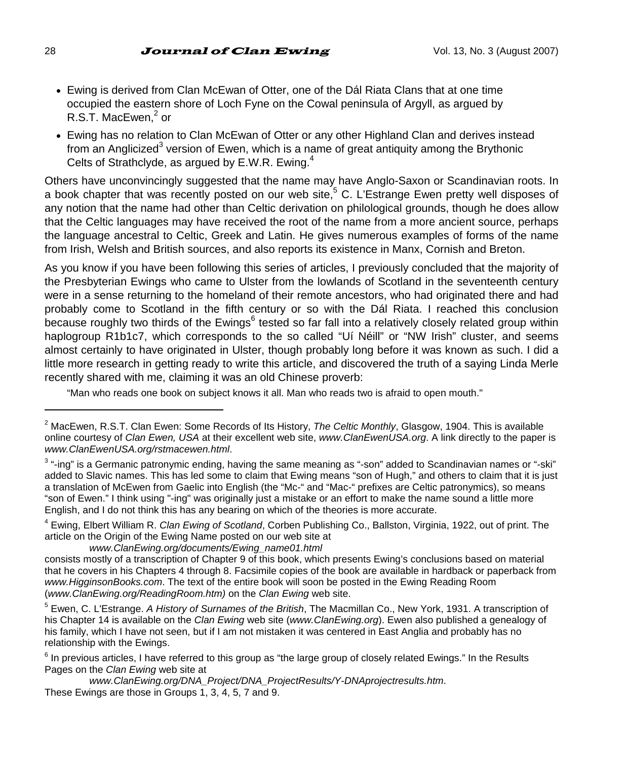- Ewing is derived from Clan McEwan of Otter, one of the Dál Riata Clans that at one time occupied the eastern shore of Loch Fyne on the Cowal peninsula of Argyll, as argued by R.S.T. MacEwen,[2] or
- Ewing has no relation to Clan McEwan of Otter or any other Highland Clan and derives instead from an Anglicized[3] version of Ewen, which is a name of great antiquity among the Brythonic Celts of Strathclyde, as argued by E.W.R. Ewing.[4]

Others have unconvincingly suggested that the name may have Anglo-Saxon or Scandinavian roots. In a book chapter that was recently posted on our web site,[5] C. L'Estrange Ewen pretty well disposes of any notion that the name had other than Celtic derivation on philological grounds, though he does allow that the Celtic languages may have received the root of the name from a more ancient source, perhaps the language ancestral to Celtic, Greek and Latin. He gives numerous examples of forms of the name from Irish, Welsh and British sources, and also reports its existence in Manx, Cornish and Breton.

As you know if you have been following this series of articles, I previously concluded that the majority of the Presbyterian Ewings who came to Ulster from the lowlands of Scotland in the seventeenth century were in a sense returning to the homeland of their remote ancestors, who had originated there and had probably come to Scotland in the fifth century or so with the Dál Riata. I reached this conclusion because roughly two thirds of the Ewings[6] tested so far fall into a relatively closely related group within haplogroup R1b1c7, which corresponds to the so called "Uí Néill" or "NW Irish" cluster, and seems almost certainly to have originated in Ulster, though probably long before it was known as such. I did a little more research in getting ready to write this article, and discovered the truth of a saying Linda Merle recently shared with me, claiming it was an old Chinese proverb:

> "Man who reads one book on subject knows it all. Man who reads two is afraid to open mouth."

---

[2] MacEwen, R.S.T. Clan Ewen: Some Records of Its History, *The Celtic Monthly*, Glasgow, 1904. This is available online courtesy of *Clan Ewen, USA* at their excellent web site, *www.ClanEwenUSA.org*. A link directly to the paper is *www.ClanEwenUSA.org/rstmacewen.html*.

[3] "-ing" is a Germanic patronymic ending, having the same meaning as "-son" added to Scandinavian names or "-ski" added to Slavic names. This has led some to claim that Ewing means "son of Hugh," and others to claim that it is just a translation of McEwen from Gaelic into English (the "Mc-" and "Mac-" prefixes are Celtic patronymics), so means "son of Ewen." I think using "-ing" was originally just a mistake or an effort to make the name sound a little more English, and I do not think this has any bearing on which of the theories is more accurate.

[4] Ewing, Elbert William R. *Clan Ewing of Scotland*, Corben Publishing Co., Ballston, Virginia, 1922, out of print. The article on the Origin of the Ewing Name posted on our web site at

*www.ClanEwing.org/documents/Ewing_name01.html*

consists mostly of a transcription of Chapter 9 of this book, which presents Ewing's conclusions based on material that he covers in his Chapters 4 through 8. Facsimile copies of the book are available in hardback or paperback from *www.HigginsonBooks.com*. The text of the entire book will soon be posted in the Ewing Reading Room (*www.ClanEwing.org/ReadingRoom.htm)* on the *Clan Ewing* web site.

[5] Ewen, C. L'Estrange. *A History of Surnames of the British*, The Macmillan Co., New York, 1931. A transcription of his Chapter 14 is available on the *Clan Ewing* web site (*www.ClanEwing.org*). Ewen also published a genealogy of his family, which I have not seen, but if I am not mistaken it was centered in East Anglia and probably has no relationship with the Ewings.

[6] In previous articles, I have referred to this group as "the large group of closely related Ewings." In the Results Pages on the *Clan Ewing* web site at

*www.ClanEwing.org/DNA_Project/DNA_ProjectResults/Y-DNAprojectresults.htm*.

These Ewings are those in Groups 1, 3, 4, 5, 7 and 9.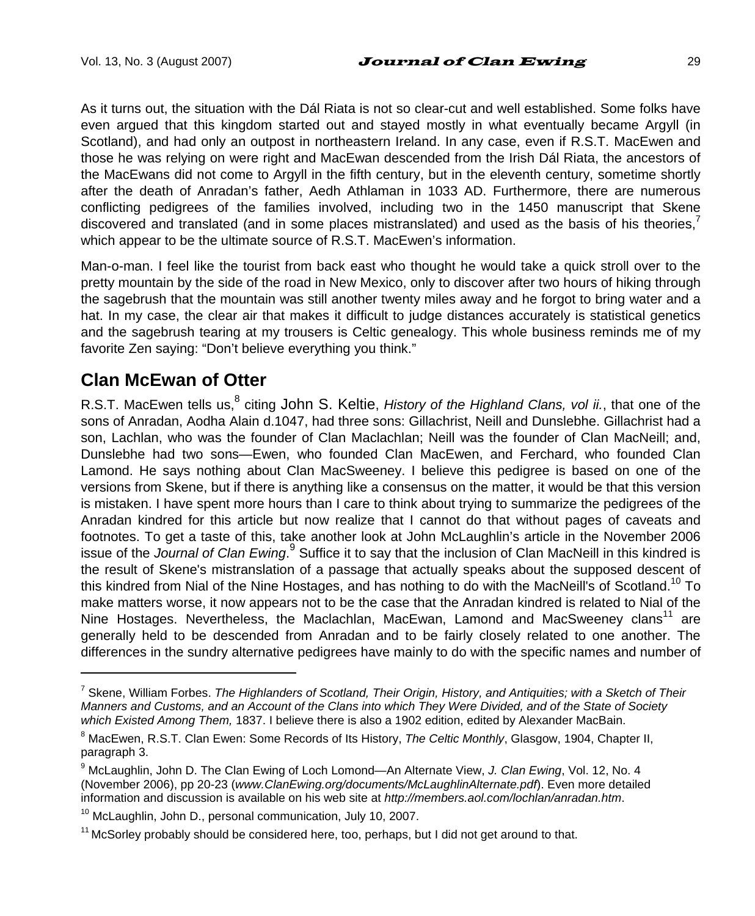As it turns out, the situation with the Dál Riata is not so clear-cut and well established. Some folks have even argued that this kingdom started out and stayed mostly in what eventually became Argyll (in Scotland), and had only an outpost in northeastern Ireland. In any case, even if R.S.T. MacEwen and those he was relying on were right and MacEwan descended from the Irish Dál Riata, the ancestors of the MacEwans did not come to Argyll in the fifth century, but in the eleventh century, sometime shortly after the death of Anradan's father, Aedh Athlaman in 1033 AD. Furthermore, there are numerous conflicting pedigrees of the families involved, including two in the 1450 manuscript that Skene discovered and translated (and in some places mistranslated) and used as the basis of his theories,[7] which appear to be the ultimate source of R.S.T. MacEwen's information.

Man-o-man. I feel like the tourist from back east who thought he would take a quick stroll over to the pretty mountain by the side of the road in New Mexico, only to discover after two hours of hiking through the sagebrush that the mountain was still another twenty miles away and he forgot to bring water and a hat. In my case, the clear air that makes it difficult to judge distances accurately is statistical genetics and the sagebrush tearing at my trousers is Celtic genealogy. This whole business reminds me of my favorite Zen saying: "Don't believe everything you think."

## Clan McEwan of Otter

R.S.T. MacEwen tells us,[8] citing John S. Keltie, *History of the Highland Clans, vol ii.*, that one of the sons of Anradan, Aodha Alain d.1047, had three sons: Gillachrist, Neill and Dunslebhe. Gillachrist had a son, Lachlan, who was the founder of Clan Maclachlan; Neill was the founder of Clan MacNeill; and, Dunslebhe had two sons—Ewen, who founded Clan MacEwen, and Ferchard, who founded Clan Lamond. He says nothing about Clan MacSweeney. I believe this pedigree is based on one of the versions from Skene, but if there is anything like a consensus on the matter, it would be that this version is mistaken. I have spent more hours than I care to think about trying to summarize the pedigrees of the Anradan kindred for this article but now realize that I cannot do that without pages of caveats and footnotes. To get a taste of this, take another look at John McLaughlin's article in the November 2006 issue of the *Journal of Clan Ewing*.[9] Suffice it to say that the inclusion of Clan MacNeill in this kindred is the result of Skene's mistranslation of a passage that actually speaks about the supposed descent of this kindred from Nial of the Nine Hostages, and has nothing to do with the MacNeill's of Scotland.[10] To make matters worse, it now appears not to be the case that the Anradan kindred is related to Nial of the Nine Hostages. Nevertheless, the Maclachlan, MacEwan, Lamond and MacSweeney clans[11] are generally held to be descended from Anradan and to be fairly closely related to one another. The differences in the sundry alternative pedigrees have mainly to do with the specific names and number of

---

[7] Skene, William Forbes. *The Highlanders of Scotland, Their Origin, History, and Antiquities; with a Sketch of Their Manners and Customs, and an Account of the Clans into which They Were Divided, and of the State of Society which Existed Among Them,* 1837. I believe there is also a 1902 edition, edited by Alexander MacBain.

[8] MacEwen, R.S.T. Clan Ewen: Some Records of Its History, *The Celtic Monthly*, Glasgow, 1904, Chapter II, paragraph 3.

[9] McLaughlin, John D. The Clan Ewing of Loch Lomond—An Alternate View, *J. Clan Ewing*, Vol. 12, No. 4 (November 2006), pp 20-23 (*www.ClanEwing.org/documents/McLaughlinAlternate.pdf*). Even more detailed information and discussion is available on his web site at *http://members.aol.com/lochlan/anradan.htm*.

[10] McLaughlin, John D., personal communication, July 10, 2007.

[11] McSorley probably should be considered here, too, perhaps, but I did not get around to that.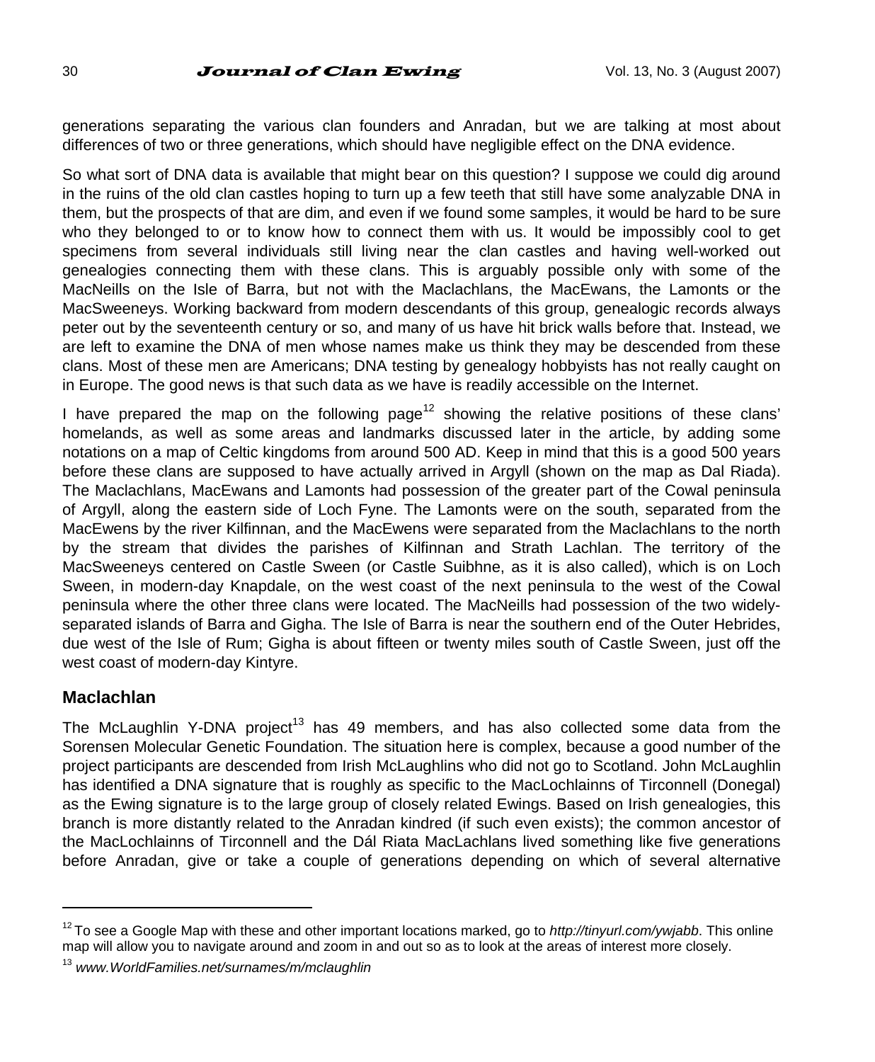generations separating the various clan founders and Anradan, but we are talking at most about differences of two or three generations, which should have negligible effect on the DNA evidence.

So what sort of DNA data is available that might bear on this question? I suppose we could dig around in the ruins of the old clan castles hoping to turn up a few teeth that still have some analyzable DNA in them, but the prospects of that are dim, and even if we found some samples, it would be hard to be sure who they belonged to or to know how to connect them with us. It would be impossibly cool to get specimens from several individuals still living near the clan castles and having well-worked out genealogies connecting them with these clans. This is arguably possible only with some of the MacNeills on the Isle of Barra, but not with the Maclachlans, the MacEwans, the Lamonts or the MacSweeneys. Working backward from modern descendants of this group, genealogic records always peter out by the seventeenth century or so, and many of us have hit brick walls before that. Instead, we are left to examine the DNA of men whose names make us think they may be descended from these clans. Most of these men are Americans; DNA testing by genealogy hobbyists has not really caught on in Europe. The good news is that such data as we have is readily accessible on the Internet.

I have prepared the map on the following page[12] showing the relative positions of these clans' homelands, as well as some areas and landmarks discussed later in the article, by adding some notations on a map of Celtic kingdoms from around 500 AD. Keep in mind that this is a good 500 years before these clans are supposed to have actually arrived in Argyll (shown on the map as Dal Riada). The Maclachlans, MacEwans and Lamonts had possession of the greater part of the Cowal peninsula of Argyll, along the eastern side of Loch Fyne. The Lamonts were on the south, separated from the MacEwens by the river Kilfinnan, and the MacEwens were separated from the Maclachlans to the north by the stream that divides the parishes of Kilfinnan and Strath Lachlan. The territory of the MacSweeneys centered on Castle Sween (or Castle Suibhne, as it is also called), which is on Loch Sween, in modern-day Knapdale, on the west coast of the next peninsula to the west of the Cowal peninsula where the other three clans were located. The MacNeills had possession of the two widely-separated islands of Barra and Gigha. The Isle of Barra is near the southern end of the Outer Hebrides, due west of the Isle of Rum; Gigha is about fifteen or twenty miles south of Castle Sween, just off the west coast of modern-day Kintyre.

## Maclachlan

The McLaughlin Y-DNA project[13] has 49 members, and has also collected some data from the Sorensen Molecular Genetic Foundation. The situation here is complex, because a good number of the project participants are descended from Irish McLaughlins who did not go to Scotland. John McLaughlin has identified a DNA signature that is roughly as specific to the MacLochlainns of Tirconnell (Donegal) as the Ewing signature is to the large group of closely related Ewings. Based on Irish genealogies, this branch is more distantly related to the Anradan kindred (if such even exists); the common ancestor of the MacLochlainns of Tirconnell and the Dál Riata MacLachlans lived something like five generations before Anradan, give or take a couple of generations depending on which of several alternative

---

[12] To see a Google Map with these and other important locations marked, go to *http://tinyurl.com/ywjabb*. This online map will allow you to navigate around and zoom in and out so as to look at the areas of interest more closely.

[13] *www.WorldFamilies.net/surnames/m/mclaughlin*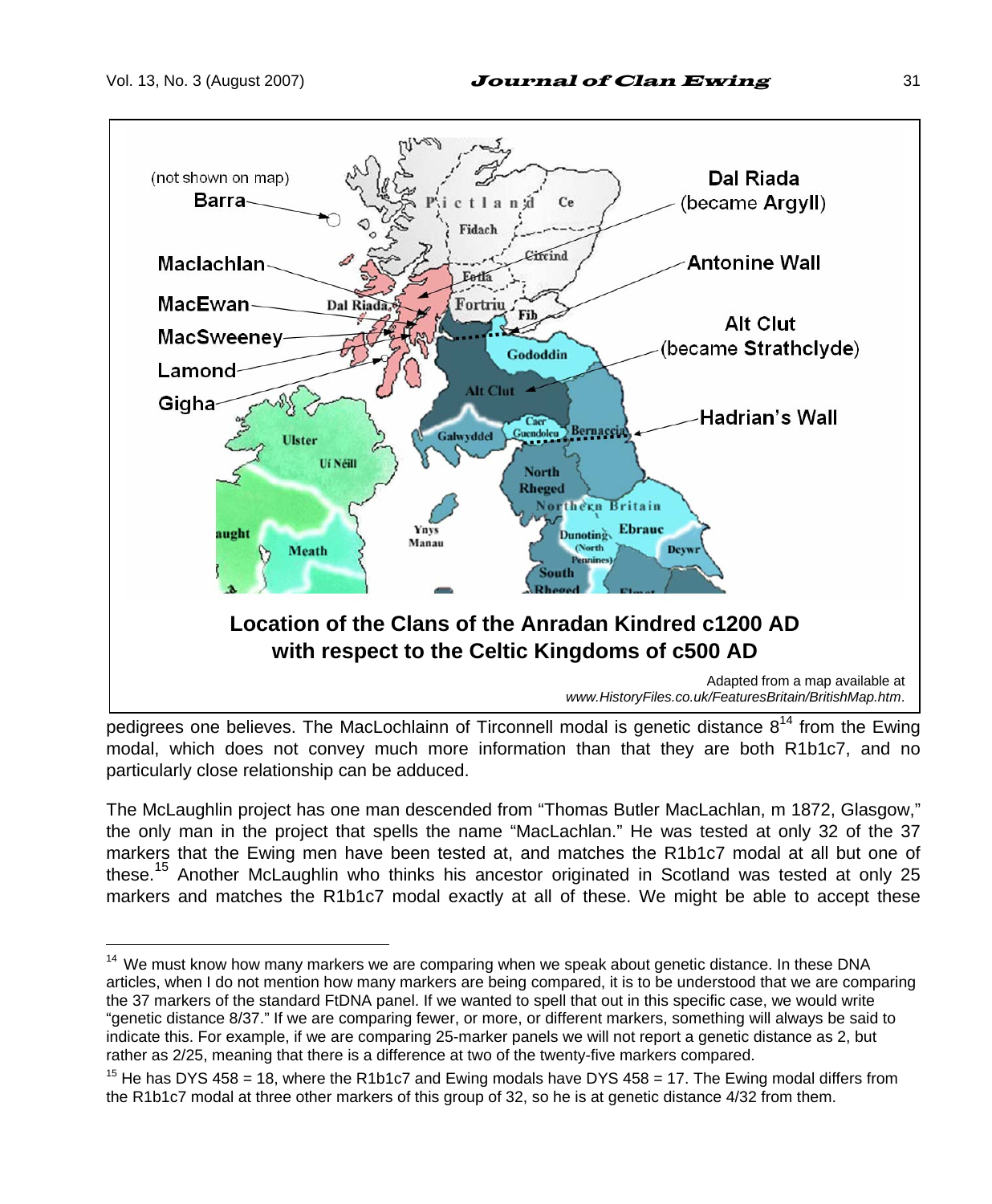**Location of the Clans of the Anradan Kindred c1200 AD with respect to the Celtic Kingdoms of c500 AD**

Adapted from a map available at *www.HistoryFiles.co.uk/FeaturesBritain/BritishMap.htm*.

pedigrees one believes. The MacLochlainn of Tirconnell modal is genetic distance 8[14] from the Ewing modal, which does not convey much more information than that they are both R1b1c7, and no particularly close relationship can be adduced.

The McLaughlin project has one man descended from "Thomas Butler MacLachlan, m 1872, Glasgow," the only man in the project that spells the name "MacLachlan." He was tested at only 32 of the 37 markers that the Ewing men have been tested at, and matches the R1b1c7 modal at all but one of these.[15] Another McLaughlin who thinks his ancestor originated in Scotland was tested at only 25 markers and matches the R1b1c7 modal exactly at all of these. We might be able to accept these

---

[14] We must know how many markers we are comparing when we speak about genetic distance. In these DNA articles, when I do not mention how many markers are being compared, it is to be understood that we are comparing the 37 markers of the standard FtDNA panel. If we wanted to spell that out in this specific case, we would write "genetic distance 8/37." If we are comparing fewer, or more, or different markers, something will always be said to indicate this. For example, if we are comparing 25-marker panels we will not report a genetic distance as 2, but rather as 2/25, meaning that there is a difference at two of the twenty-five markers compared.

[15] He has DYS 458 = 18, where the R1b1c7 and Ewing modals have DYS 458 = 17. The Ewing modal differs from the R1b1c7 modal at three other markers of this group of 32, so he is at genetic distance 4/32 from them.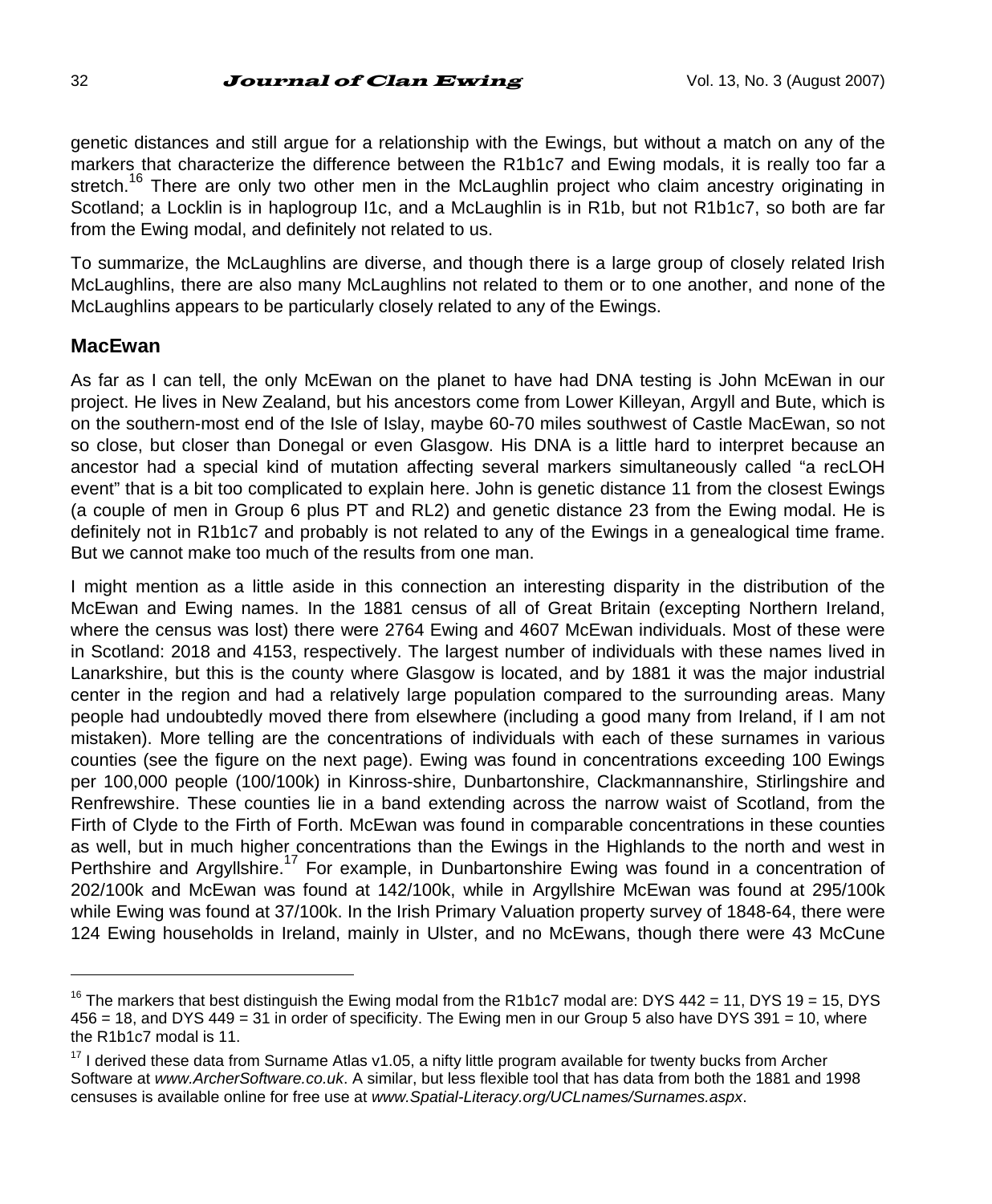genetic distances and still argue for a relationship with the Ewings, but without a match on any of the markers that characterize the difference between the R1b1c7 and Ewing modals, it is really too far a stretch.[16] There are only two other men in the McLaughlin project who claim ancestry originating in Scotland; a Locklin is in haplogroup I1c, and a McLaughlin is in R1b, but not R1b1c7, so both are far from the Ewing modal, and definitely not related to us.

To summarize, the McLaughlins are diverse, and though there is a large group of closely related Irish McLaughlins, there are also many McLaughlins not related to them or to one another, and none of the McLaughlins appears to be particularly closely related to any of the Ewings.

## MacEwan

As far as I can tell, the only McEwan on the planet to have had DNA testing is John McEwan in our project. He lives in New Zealand, but his ancestors come from Lower Killeyan, Argyll and Bute, which is on the southern-most end of the Isle of Islay, maybe 60-70 miles southwest of Castle MacEwan, so not so close, but closer than Donegal or even Glasgow. His DNA is a little hard to interpret because an ancestor had a special kind of mutation affecting several markers simultaneously called "a recLOH event" that is a bit too complicated to explain here. John is genetic distance 11 from the closest Ewings (a couple of men in Group 6 plus PT and RL2) and genetic distance 23 from the Ewing modal. He is definitely not in R1b1c7 and probably is not related to any of the Ewings in a genealogical time frame. But we cannot make too much of the results from one man.

I might mention as a little aside in this connection an interesting disparity in the distribution of the McEwan and Ewing names. In the 1881 census of all of Great Britain (excepting Northern Ireland, where the census was lost) there were 2764 Ewing and 4607 McEwan individuals. Most of these were in Scotland: 2018 and 4153, respectively. The largest number of individuals with these names lived in Lanarkshire, but this is the county where Glasgow is located, and by 1881 it was the major industrial center in the region and had a relatively large population compared to the surrounding areas. Many people had undoubtedly moved there from elsewhere (including a good many from Ireland, if I am not mistaken). More telling are the concentrations of individuals with each of these surnames in various counties (see the figure on the next page). Ewing was found in concentrations exceeding 100 Ewings per 100,000 people (100/100k) in Kinross-shire, Dunbartonshire, Clackmannanshire, Stirlingshire and Renfrewshire. These counties lie in a band extending across the narrow waist of Scotland, from the Firth of Clyde to the Firth of Forth. McEwan was found in comparable concentrations in these counties as well, but in much higher concentrations than the Ewings in the Highlands to the north and west in Perthshire and Argyllshire.[17] For example, in Dunbartonshire Ewing was found in a concentration of 202/100k and McEwan was found at 142/100k, while in Argyllshire McEwan was found at 295/100k while Ewing was found at 37/100k. In the Irish Primary Valuation property survey of 1848-64, there were 124 Ewing households in Ireland, mainly in Ulster, and no McEwans, though there were 43 McCune

---

[16] The markers that best distinguish the Ewing modal from the R1b1c7 modal are: DYS 442 = 11, DYS 19 = 15, DYS 456 = 18, and DYS 449 = 31 in order of specificity. The Ewing men in our Group 5 also have DYS 391 = 10, where the R1b1c7 modal is 11.

[17] I derived these data from Surname Atlas v1.05, a nifty little program available for twenty bucks from Archer Software at *www.ArcherSoftware.co.uk*. A similar, but less flexible tool that has data from both the 1881 and 1998 censuses is available online for free use at *www.Spatial-Literacy.org/UCLnames/Surnames.aspx*.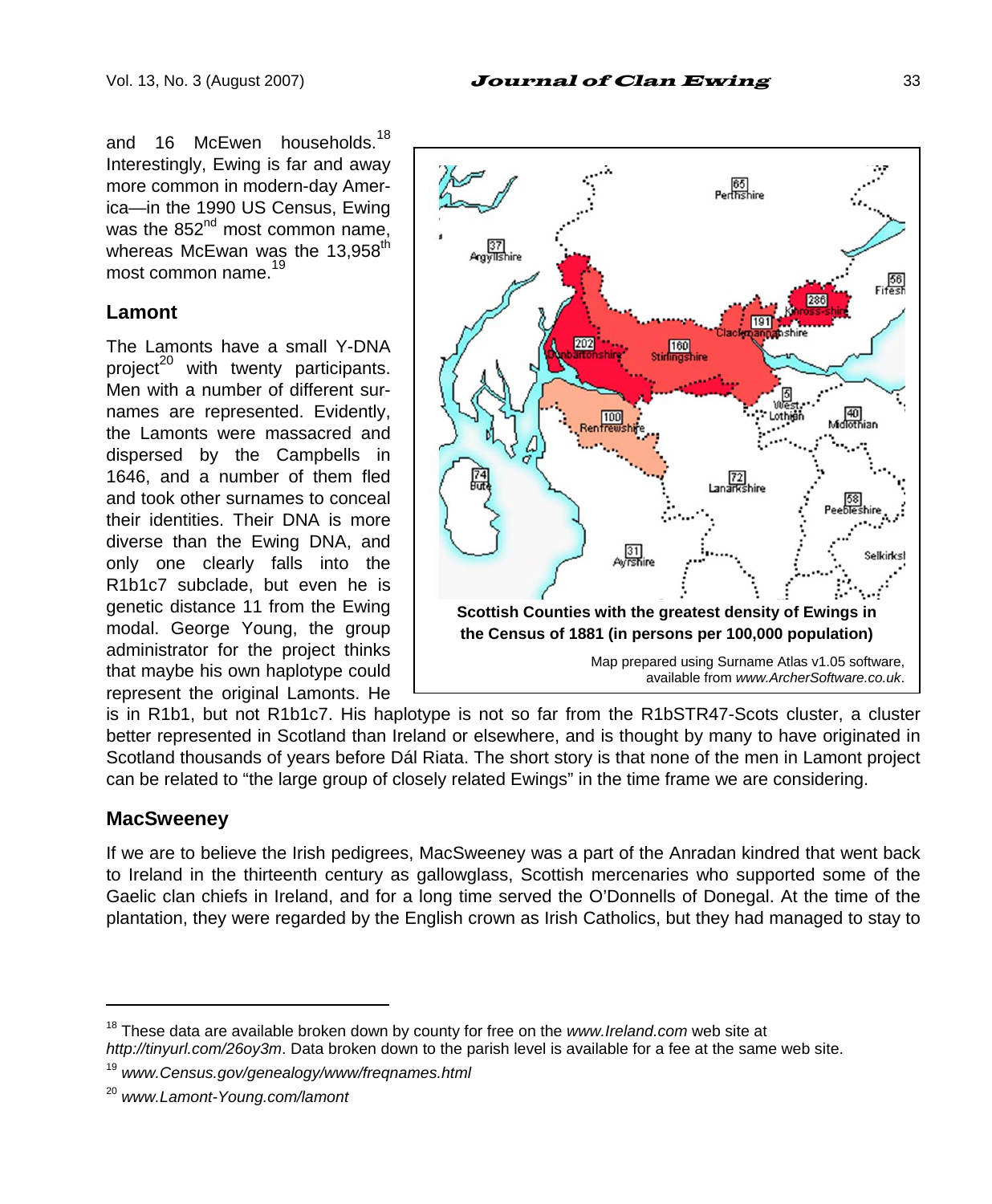and 16 McEwen households.[18] Interestingly, Ewing is far and away more common in modern-day America—in the 1990 US Census, Ewing was the 852nd most common name, whereas McEwan was the 13,958th most common name.[19]

### Lamont

The Lamonts have a small Y-DNA project[20] with twenty participants. Men with a number of different surnames are represented. Evidently, the Lamonts were massacred and dispersed by the Campbells in 1646, and a number of them fled and took other surnames to conceal their identities. Their DNA is more diverse than the Ewing DNA, and only one clearly falls into the R1b1c7 subclade, but even he is genetic distance 11 from the Ewing modal. George Young, the group administrator for the project thinks that maybe his own haplotype could represent the original Lamonts. He is in R1b1, but not R1b1c7. His haplotype is not so far from the R1bSTR47-Scots cluster, a cluster better represented in Scotland than Ireland or elsewhere, and is thought by many to have originated in Scotland thousands of years before Dál Riata. The short story is that none of the men in Lamont project can be related to "the large group of closely related Ewings" in the time frame we are considering.

**Scottish Counties with the greatest density of Ewings in the Census of 1881 (in persons per 100,000 population)**

Map prepared using Surname Atlas v1.05 software, available from *www.ArcherSoftware.co.uk*.

### MacSweeney

If we are to believe the Irish pedigrees, MacSweeney was a part of the Anradan kindred that went back to Ireland in the thirteenth century as gallowglass, Scottish mercenaries who supported some of the Gaelic clan chiefs in Ireland, and for a long time served the O'Donnells of Donegal. At the time of the plantation, they were regarded by the English crown as Irish Catholics, but they had managed to stay to

---

[18] These data are available broken down by county for free on the *www.Ireland.com* web site at *http://tinyurl.com/26oy3m*. Data broken down to the parish level is available for a fee at the same web site.

[19] *www.Census.gov/genealogy/www/freqnames.html*

[20] *www.Lamont-Young.com/lamont*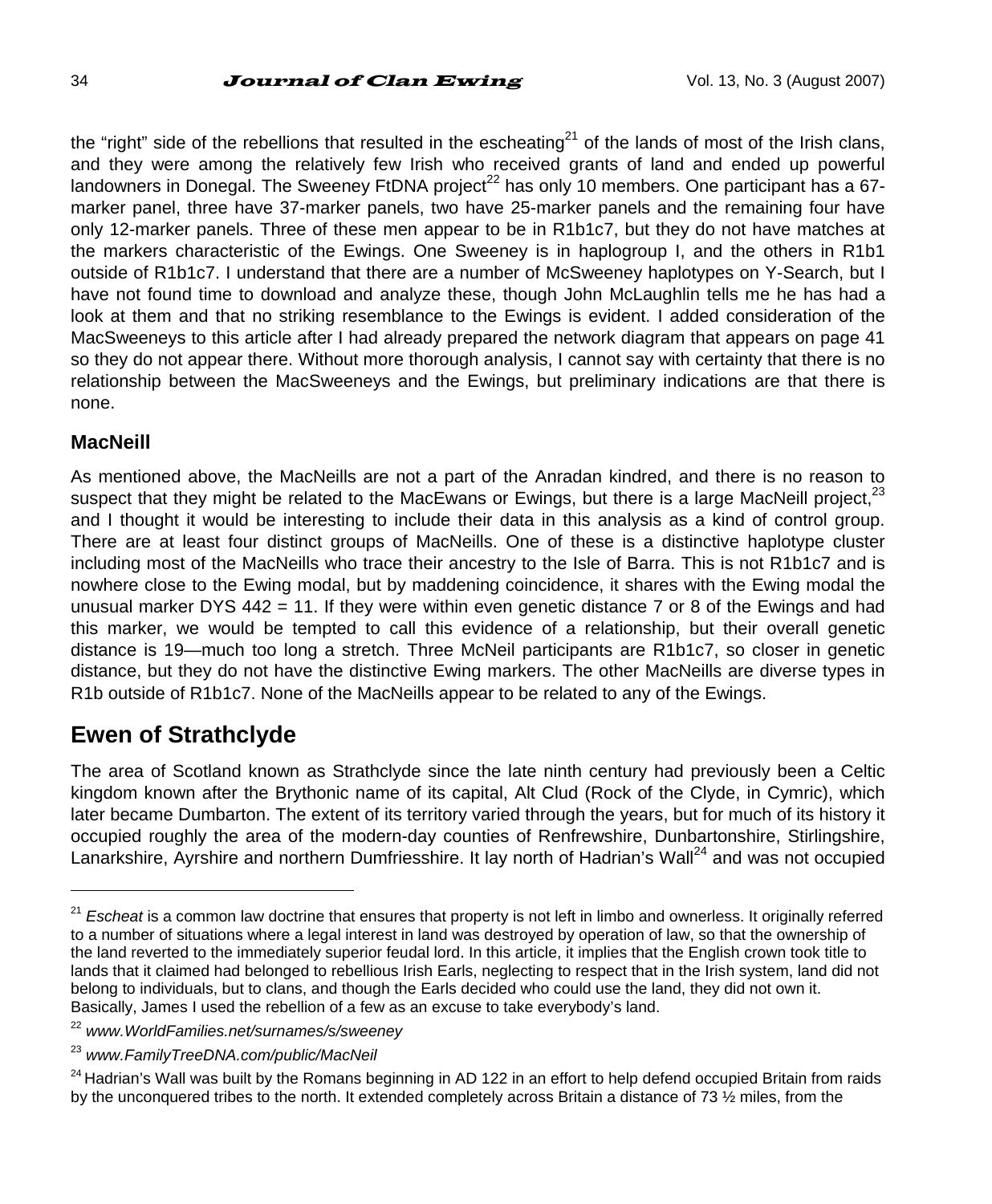the "right" side of the rebellions that resulted in the escheating[21] of the lands of most of the Irish clans, and they were among the relatively few Irish who received grants of land and ended up powerful landowners in Donegal. The Sweeney FtDNA project[22] has only 10 members. One participant has a 67-marker panel, three have 37-marker panels, two have 25-marker panels and the remaining four have only 12-marker panels. Three of these men appear to be in R1b1c7, but they do not have matches at the markers characteristic of the Ewings. One Sweeney is in haplogroup I, and the others in R1b1 outside of R1b1c7. I understand that there are a number of McSweeney haplotypes on Y-Search, but I have not found time to download and analyze these, though John McLaughlin tells me he has had a look at them and that no striking resemblance to the Ewings is evident. I added consideration of the MacSweeneys to this article after I had already prepared the network diagram that appears on page 41 so they do not appear there. Without more thorough analysis, I cannot say with certainty that there is no relationship between the MacSweeneys and the Ewings, but preliminary indications are that there is none.

### MacNeill

As mentioned above, the MacNeills are not a part of the Anradan kindred, and there is no reason to suspect that they might be related to the MacEwans or Ewings, but there is a large MacNeill project,[23] and I thought it would be interesting to include their data in this analysis as a kind of control group. There are at least four distinct groups of MacNeills. One of these is a distinctive haplotype cluster including most of the MacNeills who trace their ancestry to the Isle of Barra. This is not R1b1c7 and is nowhere close to the Ewing modal, but by maddening coincidence, it shares with the Ewing modal the unusual marker DYS 442 = 11. If they were within even genetic distance 7 or 8 of the Ewings and had this marker, we would be tempted to call this evidence of a relationship, but their overall genetic distance is 19—much too long a stretch. Three McNeil participants are R1b1c7, so closer in genetic distance, but they do not have the distinctive Ewing markers. The other MacNeills are diverse types in R1b outside of R1b1c7. None of the MacNeills appear to be related to any of the Ewings.

## Ewen of Strathclyde

The area of Scotland known as Strathclyde since the late ninth century had previously been a Celtic kingdom known after the Brythonic name of its capital, Alt Clud (Rock of the Clyde, in Cymric), which later became Dumbarton. The extent of its territory varied through the years, but for much of its history it occupied roughly the area of the modern-day counties of Renfrewshire, Dunbartonshire, Stirlingshire, Lanarkshire, Ayrshire and northern Dumfriesshire. It lay north of Hadrian's Wall[24] and was not occupied

---

[21] *Escheat* is a common law doctrine that ensures that property is not left in limbo and ownerless. It originally referred to a number of situations where a legal interest in land was destroyed by operation of law, so that the ownership of the land reverted to the immediately superior feudal lord. In this article, it implies that the English crown took title to lands that it claimed had belonged to rebellious Irish Earls, neglecting to respect that in the Irish system, land did not belong to individuals, but to clans, and though the Earls decided who could use the land, they did not own it. Basically, James I used the rebellion of a few as an excuse to take everybody's land.

[22] *www.WorldFamilies.net/surnames/s/sweeney*

[23] *www.FamilyTreeDNA.com/public/MacNeil*

[24] Hadrian's Wall was built by the Romans beginning in AD 122 in an effort to help defend occupied Britain from raids by the unconquered tribes to the north. It extended completely across Britain a distance of 73 ½ miles, from the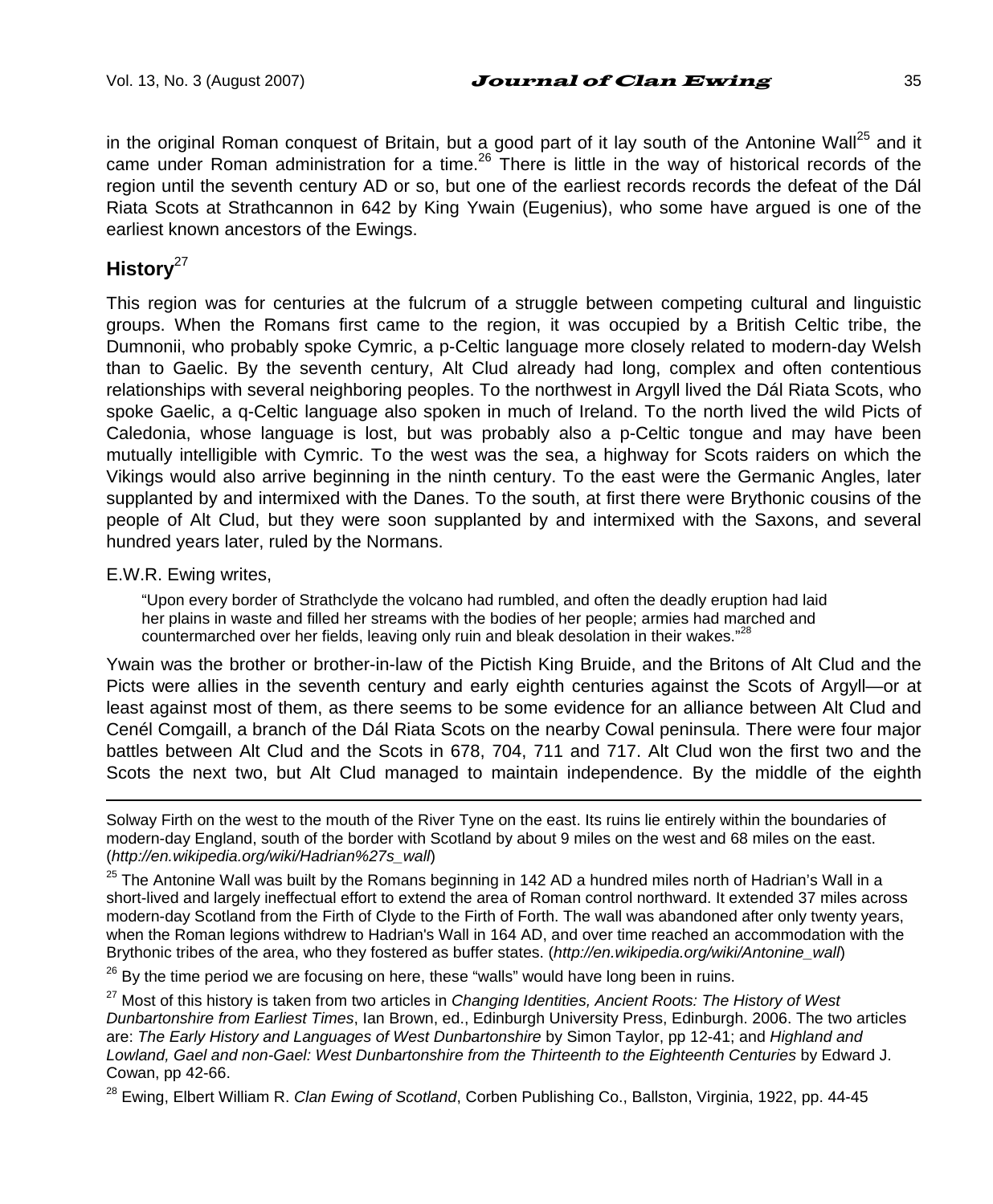in the original Roman conquest of Britain, but a good part of it lay south of the Antonine Wall[25] and it came under Roman administration for a time.[26] There is little in the way of historical records of the region until the seventh century AD or so, but one of the earliest records records the defeat of the Dál Riata Scots at Strathcannon in 642 by King Ywain (Eugenius), who some have argued is one of the earliest known ancestors of the Ewings.

## History[27]

This region was for centuries at the fulcrum of a struggle between competing cultural and linguistic groups. When the Romans first came to the region, it was occupied by a British Celtic tribe, the Dumnonii, who probably spoke Cymric, a p-Celtic language more closely related to modern-day Welsh than to Gaelic. By the seventh century, Alt Clud already had long, complex and often contentious relationships with several neighboring peoples. To the northwest in Argyll lived the Dál Riata Scots, who spoke Gaelic, a q-Celtic language also spoken in much of Ireland. To the north lived the wild Picts of Caledonia, whose language is lost, but was probably also a p-Celtic tongue and may have been mutually intelligible with Cymric. To the west was the sea, a highway for Scots raiders on which the Vikings would also arrive beginning in the ninth century. To the east were the Germanic Angles, later supplanted by and intermixed with the Danes. To the south, at first there were Brythonic cousins of the people of Alt Clud, but they were soon supplanted by and intermixed with the Saxons, and several hundred years later, ruled by the Normans.

E.W.R. Ewing writes,

> "Upon every border of Strathclyde the volcano had rumbled, and often the deadly eruption had laid her plains in waste and filled her streams with the bodies of her people; armies had marched and countermarched over her fields, leaving only ruin and bleak desolation in their wakes."[28]

Ywain was the brother or brother-in-law of the Pictish King Bruide, and the Britons of Alt Clud and the Picts were allies in the seventh century and early eighth centuries against the Scots of Argyll—or at least against most of them, as there seems to be some evidence for an alliance between Alt Clud and Cenél Comgaill, a branch of the Dál Riata Scots on the nearby Cowal peninsula. There were four major battles between Alt Clud and the Scots in 678, 704, 711 and 717. Alt Clud won the first two and the Scots the next two, but Alt Clud managed to maintain independence. By the middle of the eighth

---

Solway Firth on the west to the mouth of the River Tyne on the east. Its ruins lie entirely within the boundaries of modern-day England, south of the border with Scotland by about 9 miles on the west and 68 miles on the east. (*http://en.wikipedia.org/wiki/Hadrian%27s_wall*)

[25] The Antonine Wall was built by the Romans beginning in 142 AD a hundred miles north of Hadrian's Wall in a short-lived and largely ineffectual effort to extend the area of Roman control northward. It extended 37 miles across modern-day Scotland from the Firth of Clyde to the Firth of Forth. The wall was abandoned after only twenty years, when the Roman legions withdrew to Hadrian's Wall in 164 AD, and over time reached an accommodation with the Brythonic tribes of the area, who they fostered as buffer states. (*http://en.wikipedia.org/wiki/Antonine_wall*)

[26] By the time period we are focusing on here, these "walls" would have long been in ruins.

[27] Most of this history is taken from two articles in *Changing Identities, Ancient Roots: The History of West Dunbartonshire from Earliest Times*, Ian Brown, ed., Edinburgh University Press, Edinburgh. 2006. The two articles are: *The Early History and Languages of West Dunbartonshire* by Simon Taylor, pp 12-41; and *Highland and Lowland, Gael and non-Gael: West Dunbartonshire from the Thirteenth to the Eighteenth Centuries* by Edward J. Cowan, pp 42-66.

[28] Ewing, Elbert William R. *Clan Ewing of Scotland*, Corben Publishing Co., Ballston, Virginia, 1922, pp. 44-45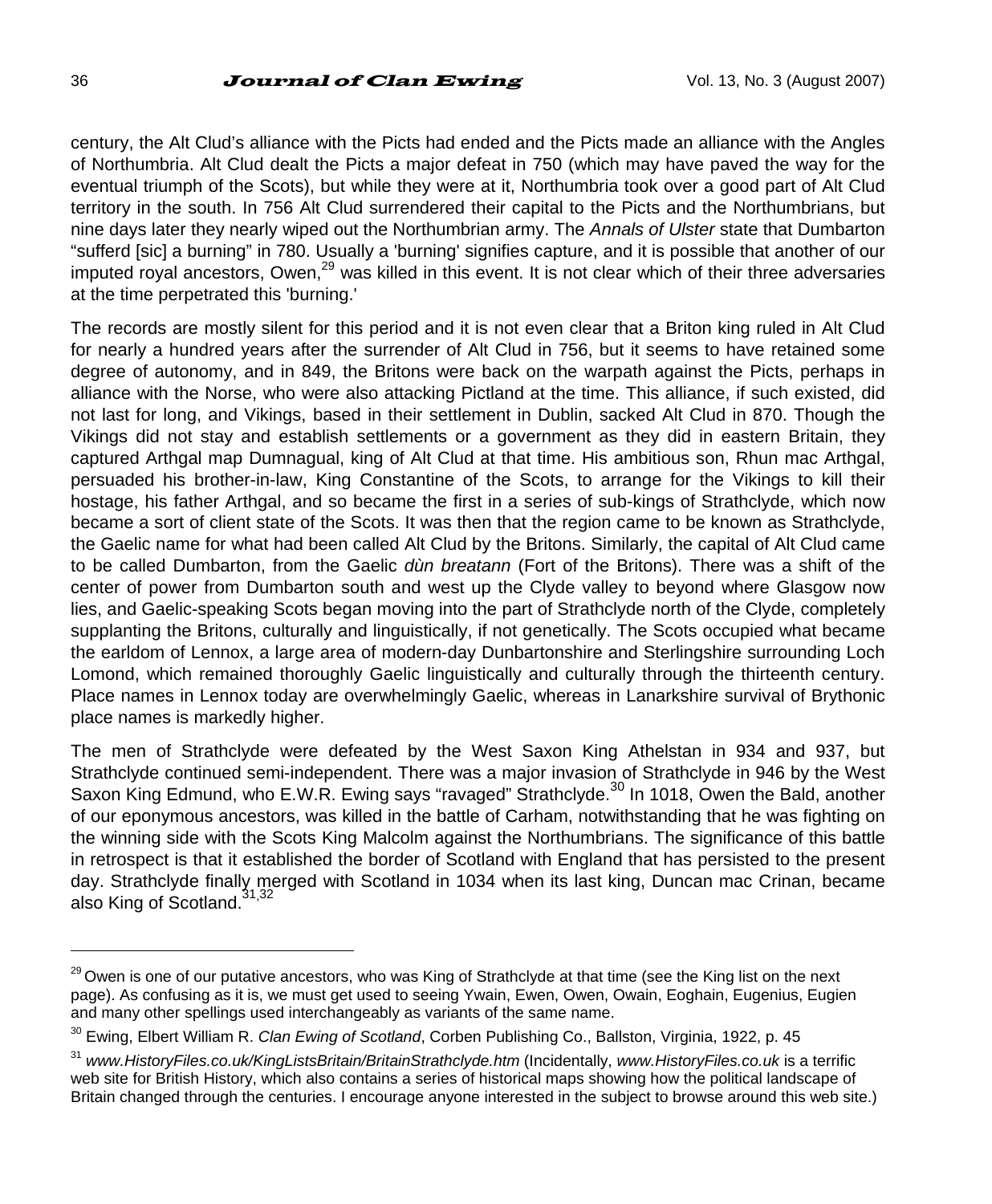century, the Alt Clud's alliance with the Picts had ended and the Picts made an alliance with the Angles of Northumbria. Alt Clud dealt the Picts a major defeat in 750 (which may have paved the way for the eventual triumph of the Scots), but while they were at it, Northumbria took over a good part of Alt Clud territory in the south. In 756 Alt Clud surrendered their capital to the Picts and the Northumbrians, but nine days later they nearly wiped out the Northumbrian army. The *Annals of Ulster* state that Dumbarton "sufferd [sic] a burning" in 780. Usually a 'burning' signifies capture, and it is possible that another of our imputed royal ancestors, Owen,[29] was killed in this event. It is not clear which of their three adversaries at the time perpetrated this 'burning.'

The records are mostly silent for this period and it is not even clear that a Briton king ruled in Alt Clud for nearly a hundred years after the surrender of Alt Clud in 756, but it seems to have retained some degree of autonomy, and in 849, the Britons were back on the warpath against the Picts, perhaps in alliance with the Norse, who were also attacking Pictland at the time. This alliance, if such existed, did not last for long, and Vikings, based in their settlement in Dublin, sacked Alt Clud in 870. Though the Vikings did not stay and establish settlements or a government as they did in eastern Britain, they captured Arthgal map Dumnagual, king of Alt Clud at that time. His ambitious son, Rhun mac Arthgal, persuaded his brother-in-law, King Constantine of the Scots, to arrange for the Vikings to kill their hostage, his father Arthgal, and so became the first in a series of sub-kings of Strathclyde, which now became a sort of client state of the Scots. It was then that the region came to be known as Strathclyde, the Gaelic name for what had been called Alt Clud by the Britons. Similarly, the capital of Alt Clud came to be called Dumbarton, from the Gaelic *dùn breatann* (Fort of the Britons). There was a shift of the center of power from Dumbarton south and west up the Clyde valley to beyond where Glasgow now lies, and Gaelic-speaking Scots began moving into the part of Strathclyde north of the Clyde, completely supplanting the Britons, culturally and linguistically, if not genetically. The Scots occupied what became the earldom of Lennox, a large area of modern-day Dunbartonshire and Sterlingshire surrounding Loch Lomond, which remained thoroughly Gaelic linguistically and culturally through the thirteenth century. Place names in Lennox today are overwhelmingly Gaelic, whereas in Lanarkshire survival of Brythonic place names is markedly higher.

The men of Strathclyde were defeated by the West Saxon King Athelstan in 934 and 937, but Strathclyde continued semi-independent. There was a major invasion of Strathclyde in 946 by the West Saxon King Edmund, who E.W.R. Ewing says "ravaged" Strathclyde.[30] In 1018, Owen the Bald, another of our eponymous ancestors, was killed in the battle of Carham, notwithstanding that he was fighting on the winning side with the Scots King Malcolm against the Northumbrians. The significance of this battle in retrospect is that it established the border of Scotland with England that has persisted to the present day. Strathclyde finally merged with Scotland in 1034 when its last king, Duncan mac Crinan, became also King of Scotland.[31,32]

---

[29] Owen is one of our putative ancestors, who was King of Strathclyde at that time (see the King list on the next page). As confusing as it is, we must get used to seeing Ywain, Ewen, Owen, Owain, Eoghain, Eugenius, Eugien and many other spellings used interchangeably as variants of the same name.

[30] Ewing, Elbert William R. *Clan Ewing of Scotland*, Corben Publishing Co., Ballston, Virginia, 1922, p. 45

[31] *www.HistoryFiles.co.uk/KingListsBritain/BritainStrathclyde.htm* (Incidentally, *www.HistoryFiles.co.uk* is a terrific web site for British History, which also contains a series of historical maps showing how the political landscape of Britain changed through the centuries. I encourage anyone interested in the subject to browse around this web site.)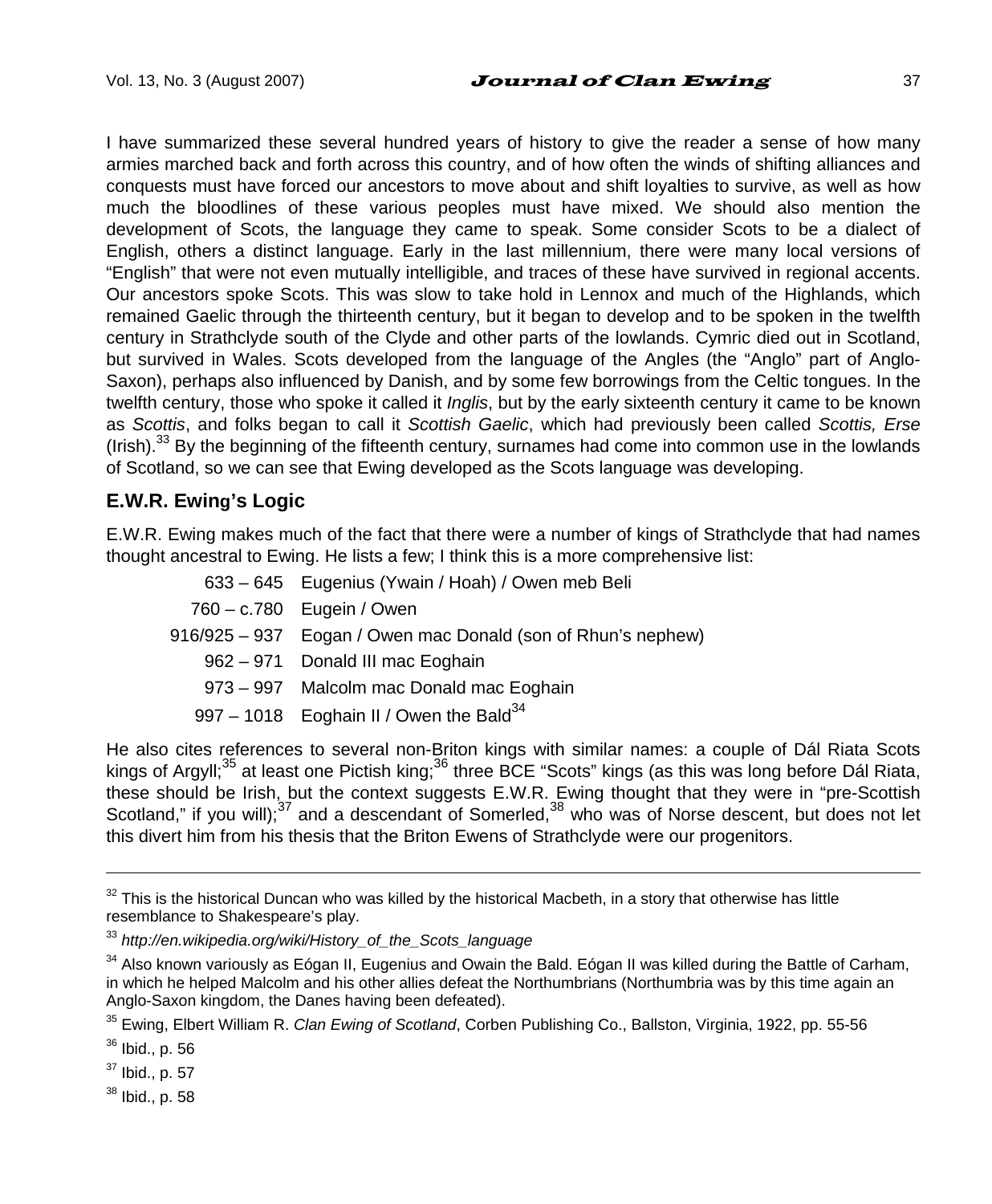I have summarized these several hundred years of history to give the reader a sense of how many armies marched back and forth across this country, and of how often the winds of shifting alliances and conquests must have forced our ancestors to move about and shift loyalties to survive, as well as how much the bloodlines of these various peoples must have mixed. We should also mention the development of Scots, the language they came to speak. Some consider Scots to be a dialect of English, others a distinct language. Early in the last millennium, there were many local versions of "English" that were not even mutually intelligible, and traces of these have survived in regional accents. Our ancestors spoke Scots. This was slow to take hold in Lennox and much of the Highlands, which remained Gaelic through the thirteenth century, but it began to develop and to be spoken in the twelfth century in Strathclyde south of the Clyde and other parts of the lowlands. Cymric died out in Scotland, but survived in Wales. Scots developed from the language of the Angles (the "Anglo" part of Anglo-Saxon), perhaps also influenced by Danish, and by some few borrowings from the Celtic tongues. In the twelfth century, those who spoke it called it *Inglis*, but by the early sixteenth century it came to be known as *Scottis*, and folks began to call it *Scottish Gaelic*, which had previously been called *Scottis, Erse* (Irish).[33] By the beginning of the fifteenth century, surnames had come into common use in the lowlands of Scotland, so we can see that Ewing developed as the Scots language was developing.

## E.W.R. Ewing's Logic

E.W.R. Ewing makes much of the fact that there were a number of kings of Strathclyde that had names thought ancestral to Ewing. He lists a few; I think this is a more comprehensive list:

| | |
|---|---|
| 633 – 645 | Eugenius (Ywain / Hoah) / Owen meb Beli |
| 760 – c.780 | Eugein / Owen |
| 916/925 – 937 | Eogan / Owen mac Donald (son of Rhun's nephew) |
| 962 – 971 | Donald III mac Eoghain |
| 973 – 997 | Malcolm mac Donald mac Eoghain |
| 997 – 1018 | Eoghain II / Owen the Bald[34] |

He also cites references to several non-Briton kings with similar names: a couple of Dál Riata Scots kings of Argyll;[35] at least one Pictish king;[36] three BCE "Scots" kings (as this was long before Dál Riata, these should be Irish, but the context suggests E.W.R. Ewing thought that they were in "pre-Scottish Scotland," if you will);[37] and a descendant of Somerled,[38] who was of Norse descent, but does not let this divert him from his thesis that the Briton Ewens of Strathclyde were our progenitors.

---

[32] This is the historical Duncan who was killed by the historical Macbeth, in a story that otherwise has little resemblance to Shakespeare's play.

[33] *http://en.wikipedia.org/wiki/History_of_the_Scots_language*

[34] Also known variously as Eógan II, Eugenius and Owain the Bald. Eógan II was killed during the Battle of Carham, in which he helped Malcolm and his other allies defeat the Northumbrians (Northumbria was by this time again an Anglo-Saxon kingdom, the Danes having been defeated).

[35] Ewing, Elbert William R. *Clan Ewing of Scotland*, Corben Publishing Co., Ballston, Virginia, 1922, pp. 55-56

[36] Ibid., p. 56

[37] Ibid., p. 57

[38] Ibid., p. 58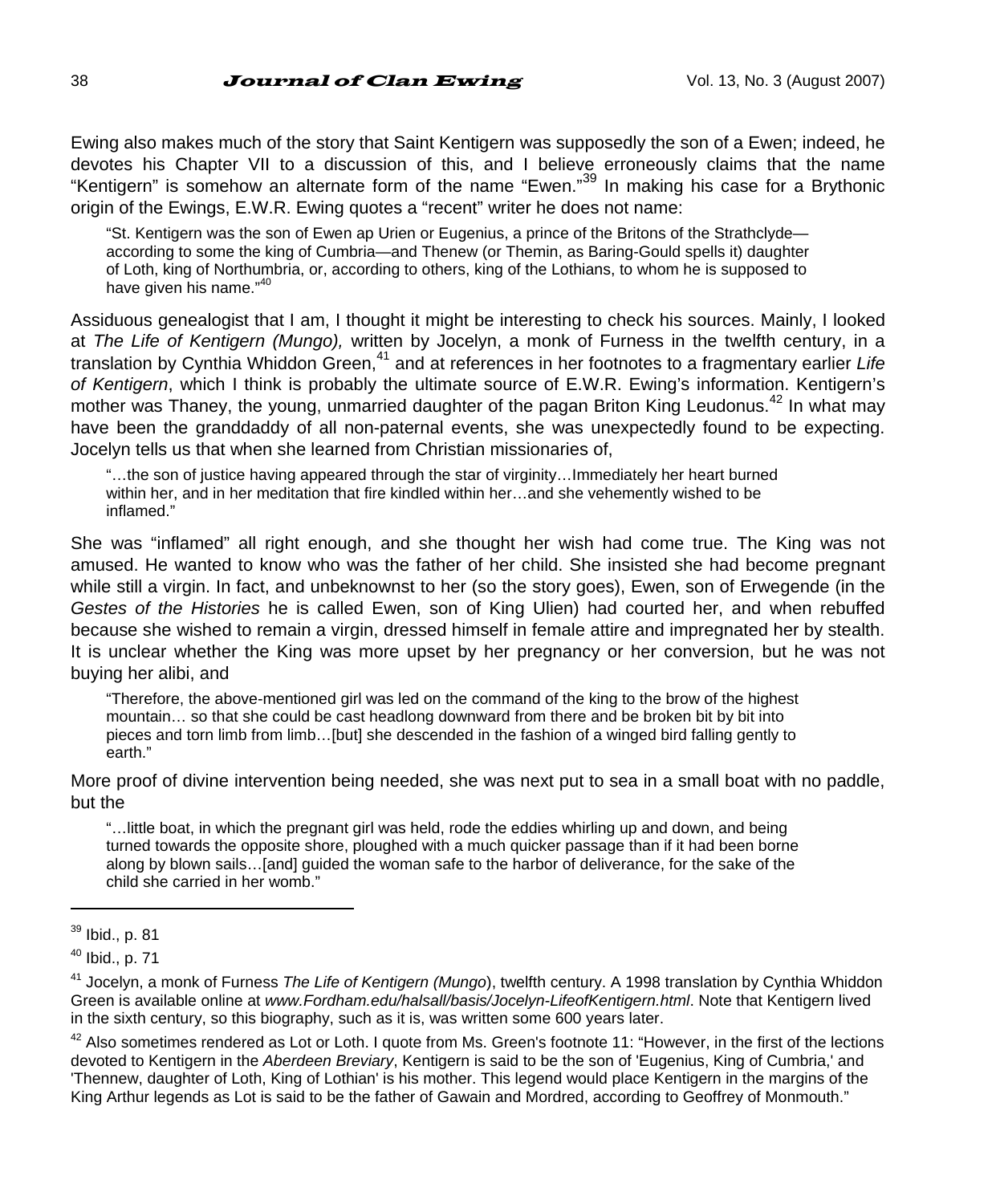Ewing also makes much of the story that Saint Kentigern was supposedly the son of a Ewen; indeed, he devotes his Chapter VII to a discussion of this, and I believe erroneously claims that the name "Kentigern" is somehow an alternate form of the name "Ewen."[39] In making his case for a Brythonic origin of the Ewings, E.W.R. Ewing quotes a "recent" writer he does not name:

> "St. Kentigern was the son of Ewen ap Urien or Eugenius, a prince of the Britons of the Strathclyde—according to some the king of Cumbria—and Thenew (or Themin, as Baring-Gould spells it) daughter of Loth, king of Northumbria, or, according to others, king of the Lothians, to whom he is supposed to have given his name."[40]

Assiduous genealogist that I am, I thought it might be interesting to check his sources. Mainly, I looked at *The Life of Kentigern (Mungo),* written by Jocelyn, a monk of Furness in the twelfth century, in a translation by Cynthia Whiddon Green,[41] and at references in her footnotes to a fragmentary earlier *Life of Kentigern*, which I think is probably the ultimate source of E.W.R. Ewing's information. Kentigern's mother was Thaney, the young, unmarried daughter of the pagan Briton King Leudonus.[42] In what may have been the granddaddy of all non-paternal events, she was unexpectedly found to be expecting. Jocelyn tells us that when she learned from Christian missionaries of,

> "…the son of justice having appeared through the star of virginity…Immediately her heart burned within her, and in her meditation that fire kindled within her…and she vehemently wished to be inflamed."

She was "inflamed" all right enough, and she thought her wish had come true. The King was not amused. He wanted to know who was the father of her child. She insisted she had become pregnant while still a virgin. In fact, and unbeknownst to her (so the story goes), Ewen, son of Erwegende (in the *Gestes of the Histories* he is called Ewen, son of King Ulien) had courted her, and when rebuffed because she wished to remain a virgin, dressed himself in female attire and impregnated her by stealth. It is unclear whether the King was more upset by her pregnancy or her conversion, but he was not buying her alibi, and

> "Therefore, the above-mentioned girl was led on the command of the king to the brow of the highest mountain… so that she could be cast headlong downward from there and be broken bit by bit into pieces and torn limb from limb…[but] she descended in the fashion of a winged bird falling gently to earth."

More proof of divine intervention being needed, she was next put to sea in a small boat with no paddle, but the

> "…little boat, in which the pregnant girl was held, rode the eddies whirling up and down, and being turned towards the opposite shore, ploughed with a much quicker passage than if it had been borne along by blown sails…[and] guided the woman safe to the harbor of deliverance, for the sake of the child she carried in her womb."

---

[39] Ibid., p. 81

[40] Ibid., p. 71

[41] Jocelyn, a monk of Furness *The Life of Kentigern (Mungo)*, twelfth century. A 1998 translation by Cynthia Whiddon Green is available online at *www.Fordham.edu/halsall/basis/Jocelyn-LifeofKentigern.html*. Note that Kentigern lived in the sixth century, so this biography, such as it is, was written some 600 years later.

[42] Also sometimes rendered as Lot or Loth. I quote from Ms. Green's footnote 11: "However, in the first of the lections devoted to Kentigern in the *Aberdeen Breviary*, Kentigern is said to be the son of 'Eugenius, King of Cumbria,' and 'Thennew, daughter of Loth, King of Lothian' is his mother. This legend would place Kentigern in the margins of the King Arthur legends as Lot is said to be the father of Gawain and Mordred, according to Geoffrey of Monmouth."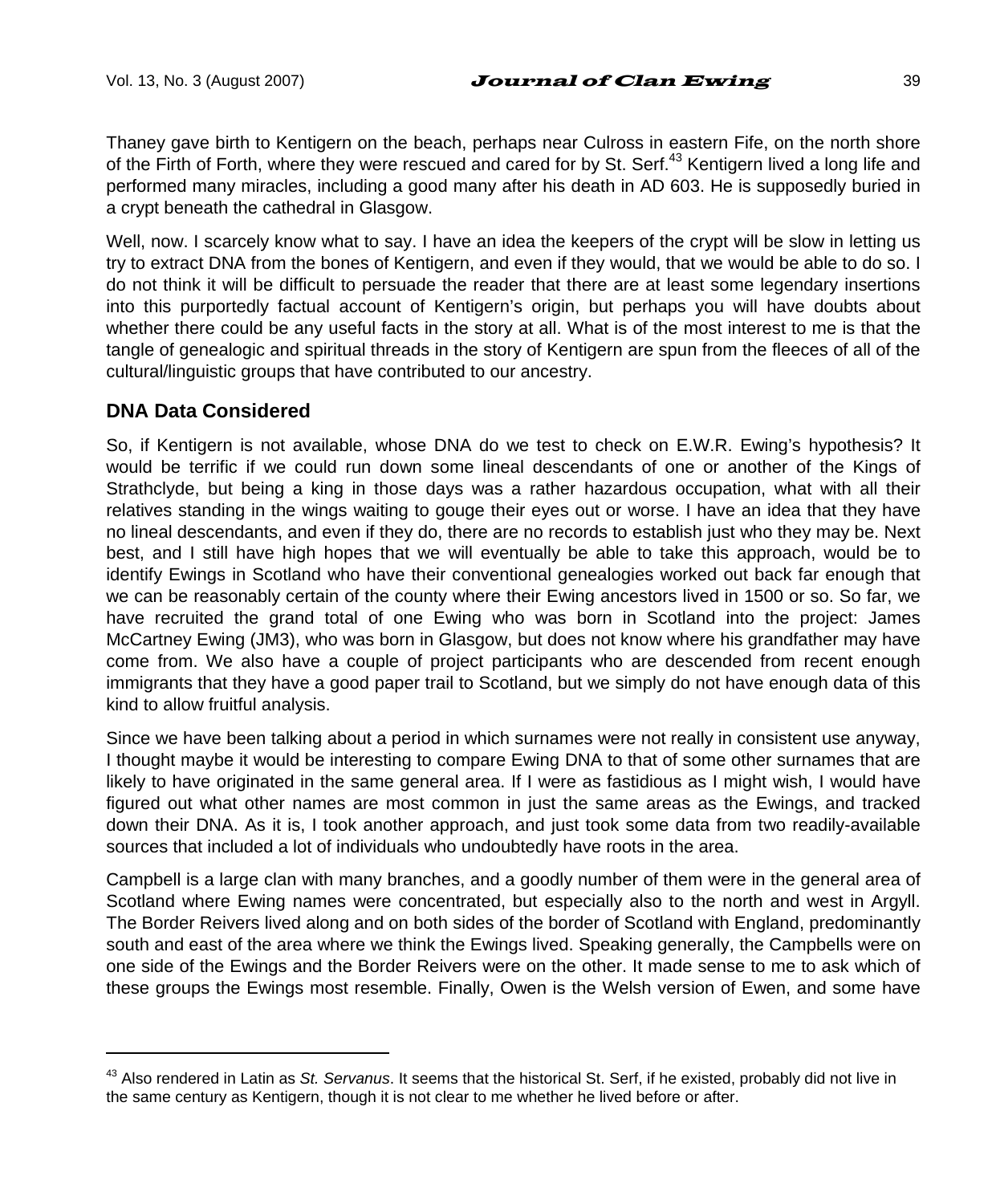Thaney gave birth to Kentigern on the beach, perhaps near Culross in eastern Fife, on the north shore of the Firth of Forth, where they were rescued and cared for by St. Serf.[43] Kentigern lived a long life and performed many miracles, including a good many after his death in AD 603. He is supposedly buried in a crypt beneath the cathedral in Glasgow.

Well, now. I scarcely know what to say. I have an idea the keepers of the crypt will be slow in letting us try to extract DNA from the bones of Kentigern, and even if they would, that we would be able to do so. I do not think it will be difficult to persuade the reader that there are at least some legendary insertions into this purportedly factual account of Kentigern's origin, but perhaps you will have doubts about whether there could be any useful facts in the story at all. What is of the most interest to me is that the tangle of genealogic and spiritual threads in the story of Kentigern are spun from the fleeces of all of the cultural/linguistic groups that have contributed to our ancestry.

### DNA Data Considered

So, if Kentigern is not available, whose DNA do we test to check on E.W.R. Ewing's hypothesis? It would be terrific if we could run down some lineal descendants of one or another of the Kings of Strathclyde, but being a king in those days was a rather hazardous occupation, what with all their relatives standing in the wings waiting to gouge their eyes out or worse. I have an idea that they have no lineal descendants, and even if they do, there are no records to establish just who they may be. Next best, and I still have high hopes that we will eventually be able to take this approach, would be to identify Ewings in Scotland who have their conventional genealogies worked out back far enough that we can be reasonably certain of the county where their Ewing ancestors lived in 1500 or so. So far, we have recruited the grand total of one Ewing who was born in Scotland into the project: James McCartney Ewing (JM3), who was born in Glasgow, but does not know where his grandfather may have come from. We also have a couple of project participants who are descended from recent enough immigrants that they have a good paper trail to Scotland, but we simply do not have enough data of this kind to allow fruitful analysis.

Since we have been talking about a period in which surnames were not really in consistent use anyway, I thought maybe it would be interesting to compare Ewing DNA to that of some other surnames that are likely to have originated in the same general area. If I were as fastidious as I might wish, I would have figured out what other names are most common in just the same areas as the Ewings, and tracked down their DNA. As it is, I took another approach, and just took some data from two readily-available sources that included a lot of individuals who undoubtedly have roots in the area.

Campbell is a large clan with many branches, and a goodly number of them were in the general area of Scotland where Ewing names were concentrated, but especially also to the north and west in Argyll. The Border Reivers lived along and on both sides of the border of Scotland with England, predominantly south and east of the area where we think the Ewings lived. Speaking generally, the Campbells were on one side of the Ewings and the Border Reivers were on the other. It made sense to me to ask which of these groups the Ewings most resemble. Finally, Owen is the Welsh version of Ewen, and some have

---

[43] Also rendered in Latin as *St. Servanus*. It seems that the historical St. Serf, if he existed, probably did not live in the same century as Kentigern, though it is not clear to me whether he lived before or after.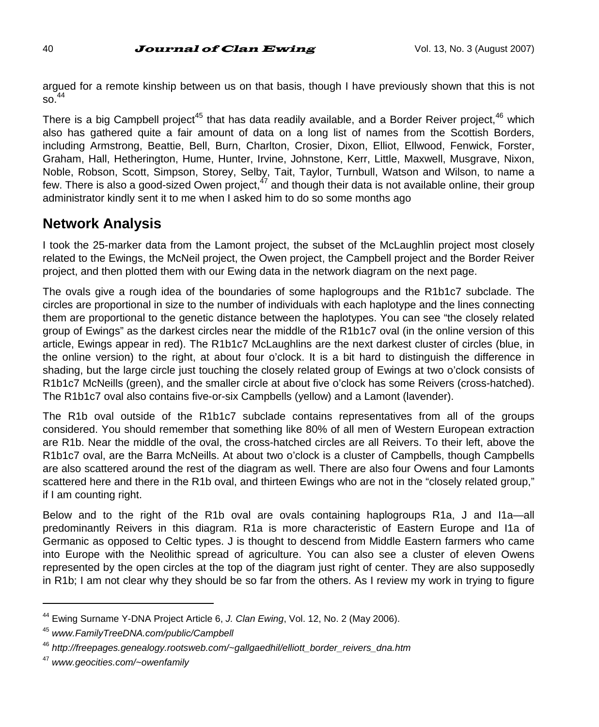argued for a remote kinship between us on that basis, though I have previously shown that this is not so.[44]

There is a big Campbell project[45] that has data readily available, and a Border Reiver project,[46] which also has gathered quite a fair amount of data on a long list of names from the Scottish Borders, including Armstrong, Beattie, Bell, Burn, Charlton, Crosier, Dixon, Elliot, Ellwood, Fenwick, Forster, Graham, Hall, Hetherington, Hume, Hunter, Irvine, Johnstone, Kerr, Little, Maxwell, Musgrave, Nixon, Noble, Robson, Scott, Simpson, Storey, Selby, Tait, Taylor, Turnbull, Watson and Wilson, to name a few. There is also a good-sized Owen project,[47] and though their data is not available online, their group administrator kindly sent it to me when I asked him to do so some months ago

## Network Analysis

I took the 25-marker data from the Lamont project, the subset of the McLaughlin project most closely related to the Ewings, the McNeil project, the Owen project, the Campbell project and the Border Reiver project, and then plotted them with our Ewing data in the network diagram on the next page.

The ovals give a rough idea of the boundaries of some haplogroups and the R1b1c7 subclade. The circles are proportional in size to the number of individuals with each haplotype and the lines connecting them are proportional to the genetic distance between the haplotypes. You can see "the closely related group of Ewings" as the darkest circles near the middle of the R1b1c7 oval (in the online version of this article, Ewings appear in red). The R1b1c7 McLaughlins are the next darkest cluster of circles (blue, in the online version) to the right, at about four o'clock. It is a bit hard to distinguish the difference in shading, but the large circle just touching the closely related group of Ewings at two o'clock consists of R1b1c7 McNeills (green), and the smaller circle at about five o'clock has some Reivers (cross-hatched). The R1b1c7 oval also contains five-or-six Campbells (yellow) and a Lamont (lavender).

The R1b oval outside of the R1b1c7 subclade contains representatives from all of the groups considered. You should remember that something like 80% of all men of Western European extraction are R1b. Near the middle of the oval, the cross-hatched circles are all Reivers. To their left, above the R1b1c7 oval, are the Barra McNeills. At about two o'clock is a cluster of Campbells, though Campbells are also scattered around the rest of the diagram as well. There are also four Owens and four Lamonts scattered here and there in the R1b oval, and thirteen Ewings who are not in the "closely related group," if I am counting right.

Below and to the right of the R1b oval are ovals containing haplogroups R1a, J and I1a—all predominantly Reivers in this diagram. R1a is more characteristic of Eastern Europe and I1a of Germanic as opposed to Celtic types. J is thought to descend from Middle Eastern farmers who came into Europe with the Neolithic spread of agriculture. You can also see a cluster of eleven Owens represented by the open circles at the top of the diagram just right of center. They are also supposedly in R1b; I am not clear why they should be so far from the others. As I review my work in trying to figure

---

[44] Ewing Surname Y-DNA Project Article 6, *J. Clan Ewing*, Vol. 12, No. 2 (May 2006).

[45] *www.FamilyTreeDNA.com/public/Campbell*

[46] *http://freepages.genealogy.rootsweb.com/~gallgaedhil/elliott_border_reivers_dna.htm*

[47] *www.geocities.com/~owenfamily*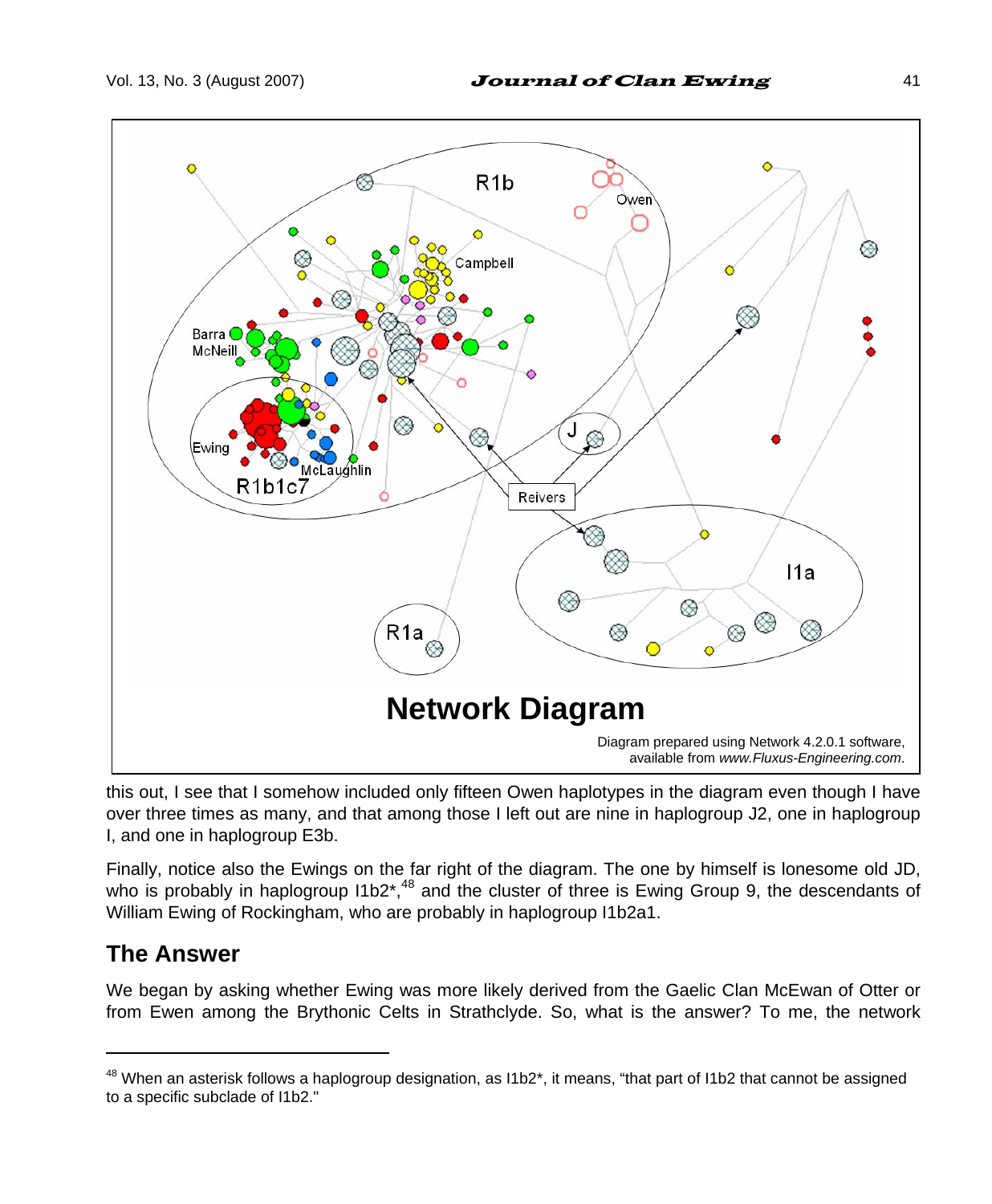**Network Diagram**

Diagram prepared using Network 4.2.0.1 software, available from *www.Fluxus-Engineering.com*.

this out, I see that I somehow included only fifteen Owen haplotypes in the diagram even though I have over three times as many, and that among those I left out are nine in haplogroup J2, one in haplogroup I, and one in haplogroup E3b.

Finally, notice also the Ewings on the far right of the diagram. The one by himself is lonesome old JD, who is probably in haplogroup I1b2*,[48] and the cluster of three is Ewing Group 9, the descendants of William Ewing of Rockingham, who are probably in haplogroup I1b2a1.

## The Answer

We began by asking whether Ewing was more likely derived from the Gaelic Clan McEwan of Otter or from Ewen among the Brythonic Celts in Strathclyde. So, what is the answer? To me, the network

---

[48] When an asterisk follows a haplogroup designation, as I1b2*, it means, "that part of I1b2 that cannot be assigned to a specific subclade of I1b2."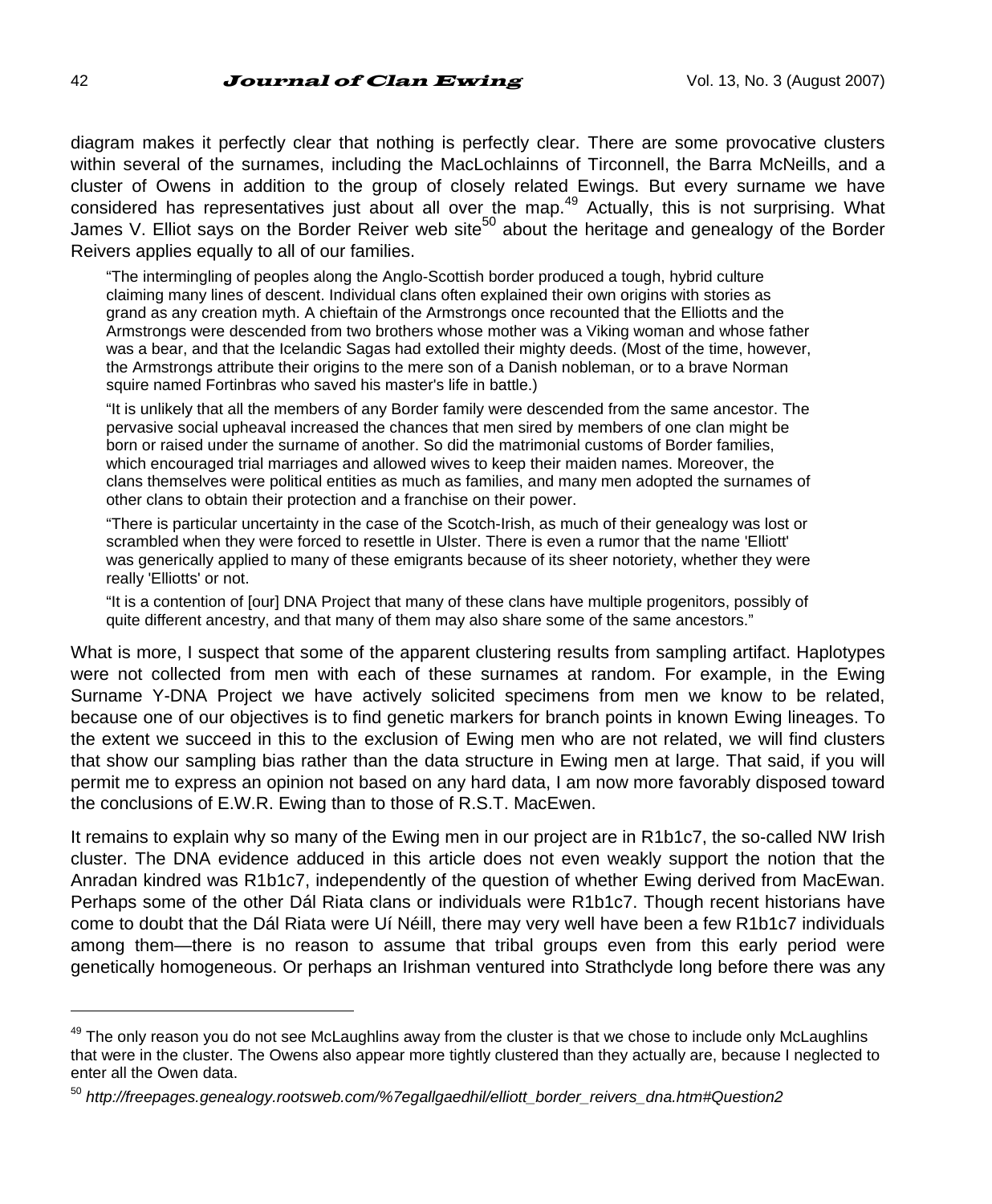diagram makes it perfectly clear that nothing is perfectly clear. There are some provocative clusters within several of the surnames, including the MacLochlainns of Tirconnell, the Barra McNeills, and a cluster of Owens in addition to the group of closely related Ewings. But every surname we have considered has representatives just about all over the map.[49] Actually, this is not surprising. What James V. Elliot says on the Border Reiver web site[50] about the heritage and genealogy of the Border Reivers applies equally to all of our families.

> "The intermingling of peoples along the Anglo-Scottish border produced a tough, hybrid culture claiming many lines of descent. Individual clans often explained their own origins with stories as grand as any creation myth. A chieftain of the Armstrongs once recounted that the Elliotts and the Armstrongs were descended from two brothers whose mother was a Viking woman and whose father was a bear, and that the Icelandic Sagas had extolled their mighty deeds. (Most of the time, however, the Armstrongs attribute their origins to the mere son of a Danish nobleman, or to a brave Norman squire named Fortinbras who saved his master's life in battle.)
>
> "It is unlikely that all the members of any Border family were descended from the same ancestor. The pervasive social upheaval increased the chances that men sired by members of one clan might be born or raised under the surname of another. So did the matrimonial customs of Border families, which encouraged trial marriages and allowed wives to keep their maiden names. Moreover, the clans themselves were political entities as much as families, and many men adopted the surnames of other clans to obtain their protection and a franchise on their power.
>
> "There is particular uncertainty in the case of the Scotch-Irish, as much of their genealogy was lost or scrambled when they were forced to resettle in Ulster. There is even a rumor that the name 'Elliott' was generically applied to many of these emigrants because of its sheer notoriety, whether they were really 'Elliotts' or not.
>
> "It is a contention of [our] DNA Project that many of these clans have multiple progenitors, possibly of quite different ancestry, and that many of them may also share some of the same ancestors."

What is more, I suspect that some of the apparent clustering results from sampling artifact. Haplotypes were not collected from men with each of these surnames at random. For example, in the Ewing Surname Y-DNA Project we have actively solicited specimens from men we know to be related, because one of our objectives is to find genetic markers for branch points in known Ewing lineages. To the extent we succeed in this to the exclusion of Ewing men who are not related, we will find clusters that show our sampling bias rather than the data structure in Ewing men at large. That said, if you will permit me to express an opinion not based on any hard data, I am now more favorably disposed toward the conclusions of E.W.R. Ewing than to those of R.S.T. MacEwen.

It remains to explain why so many of the Ewing men in our project are in R1b1c7, the so-called NW Irish cluster. The DNA evidence adduced in this article does not even weakly support the notion that the Anradan kindred was R1b1c7, independently of the question of whether Ewing derived from MacEwan. Perhaps some of the other Dál Riata clans or individuals were R1b1c7. Though recent historians have come to doubt that the Dál Riata were Uí Néill, there may very well have been a few R1b1c7 individuals among them—there is no reason to assume that tribal groups even from this early period were genetically homogeneous. Or perhaps an Irishman ventured into Strathclyde long before there was any

---

[49] The only reason you do not see McLaughlins away from the cluster is that we chose to include only McLaughlins that were in the cluster. The Owens also appear more tightly clustered than they actually are, because I neglected to enter all the Owen data.

[50] *http://freepages.genealogy.rootsweb.com/%7egallgaedhil/elliott_border_reivers_dna.htm#Question2*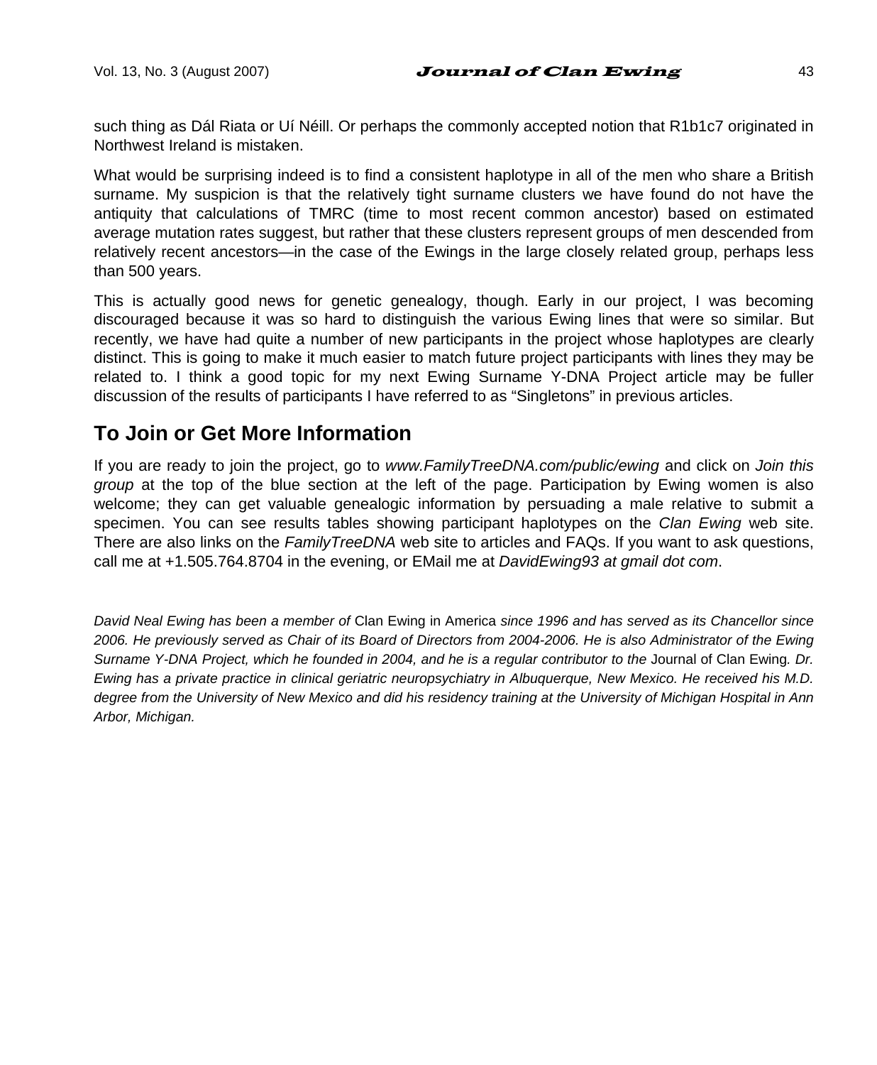such thing as Dál Riata or Uí Néill. Or perhaps the commonly accepted notion that R1b1c7 originated in Northwest Ireland is mistaken.

What would be surprising indeed is to find a consistent haplotype in all of the men who share a British surname. My suspicion is that the relatively tight surname clusters we have found do not have the antiquity that calculations of TMRC (time to most recent common ancestor) based on estimated average mutation rates suggest, but rather that these clusters represent groups of men descended from relatively recent ancestors—in the case of the Ewings in the large closely related group, perhaps less than 500 years.

This is actually good news for genetic genealogy, though. Early in our project, I was becoming discouraged because it was so hard to distinguish the various Ewing lines that were so similar. But recently, we have had quite a number of new participants in the project whose haplotypes are clearly distinct. This is going to make it much easier to match future project participants with lines they may be related to. I think a good topic for my next Ewing Surname Y-DNA Project article may be fuller discussion of the results of participants I have referred to as “Singletons” in previous articles.

## To Join or Get More Information

If you are ready to join the project, go to *www.FamilyTreeDNA.com/public/ewing* and click on *Join this group* at the top of the blue section at the left of the page. Participation by Ewing women is also welcome; they can get valuable genealogic information by persuading a male relative to submit a specimen. You can see results tables showing participant haplotypes on the *Clan Ewing* web site. There are also links on the *FamilyTreeDNA* web site to articles and FAQs. If you want to ask questions, call me at +1.505.764.8704 in the evening, or EMail me at *DavidEwing93 at gmail dot com*.

*David Neal Ewing has been a member of* Clan Ewing in America *since 1996 and has served as its Chancellor since 2006. He previously served as Chair of its Board of Directors from 2004-2006. He is also Administrator of the Ewing Surname Y-DNA Project, which he founded in 2004, and he is a regular contributor to the* Journal of Clan Ewing*. Dr. Ewing has a private practice in clinical geriatric neuropsychiatry in Albuquerque, New Mexico. He received his M.D. degree from the University of New Mexico and did his residency training at the University of Michigan Hospital in Ann Arbor, Michigan.*